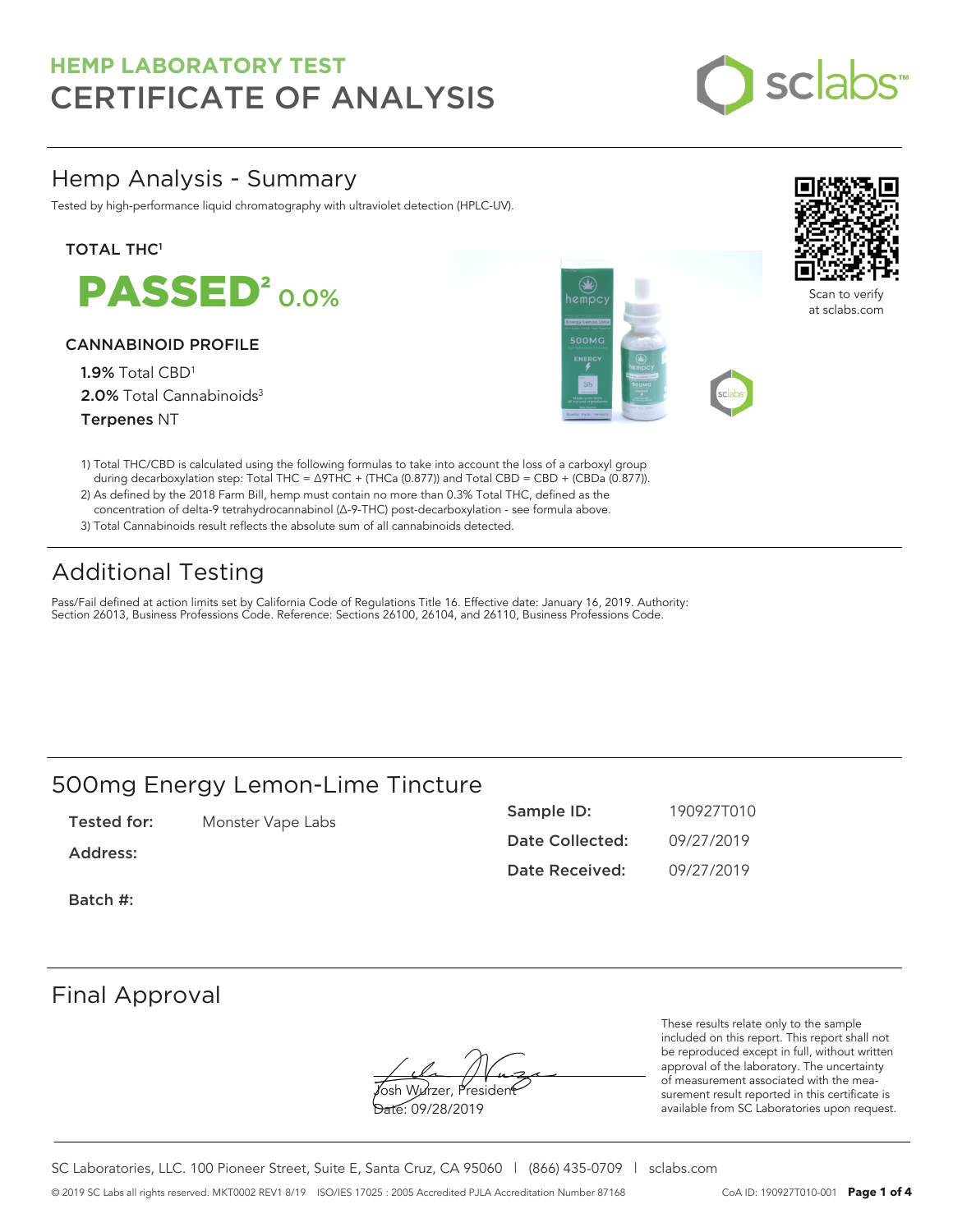## HEMP LABORATORY TEST
# CERTIFICATE OF ANALYSIS

## Hemp Analysis - Summary

Tested by high-performance liquid chromatography with ultraviolet detection (HPLC-UV).

**TOTAL THC**[1]

**PASSED**[2] 0.0%

**CANNABINOID PROFILE**

**1.9%** Total CBD[1]
**2.0%** Total Cannabinoids[3]
**Terpenes** NT

Scan to verify at sclabs.com

1) Total THC/CBD is calculated using the following formulas to take into account the loss of a carboxyl group during decarboxylation step: Total THC = Δ9THC + (THCa (0.877)) and Total CBD = CBD + (CBDa (0.877)).
2) As defined by the 2018 Farm Bill, hemp must contain no more than 0.3% Total THC, defined as the concentration of delta-9 tetrahydrocannabinol (Δ-9-THC) post-decarboxylation - see formula above.
3) Total Cannabinoids result reflects the absolute sum of all cannabinoids detected.

## Additional Testing

Pass/Fail defined at action limits set by California Code of Regulations Title 16. Effective date: January 16, 2019. Authority: Section 26013, Business Professions Code. Reference: Sections 26100, 26104, and 26110, Business Professions Code.

## 500mg Energy Lemon-Lime Tincture

**Tested for:** Monster Vape Labs

**Address:**

**Batch #:**

**Sample ID:** 190927T010
**Date Collected:** 09/27/2019
**Date Received:** 09/27/2019

## Final Approval

Josh Wurzer, President
Date: 09/28/2019

These results relate only to the sample included on this report. This report shall not be reproduced except in full, without written approval of the laboratory. The uncertainty of measurement associated with the measurement result reported in this certificate is available from SC Laboratories upon request.

SC Laboratories, LLC. 100 Pioneer Street, Suite E, Santa Cruz, CA 95060 | (866) 435-0709 | sclabs.com

© 2019 SC Labs all rights reserved. MKT0002 REV1 8/19 ISO/IES 17025 : 2005 Accredited PJLA Accreditation Number 87168 CoA ID: 190927T010-001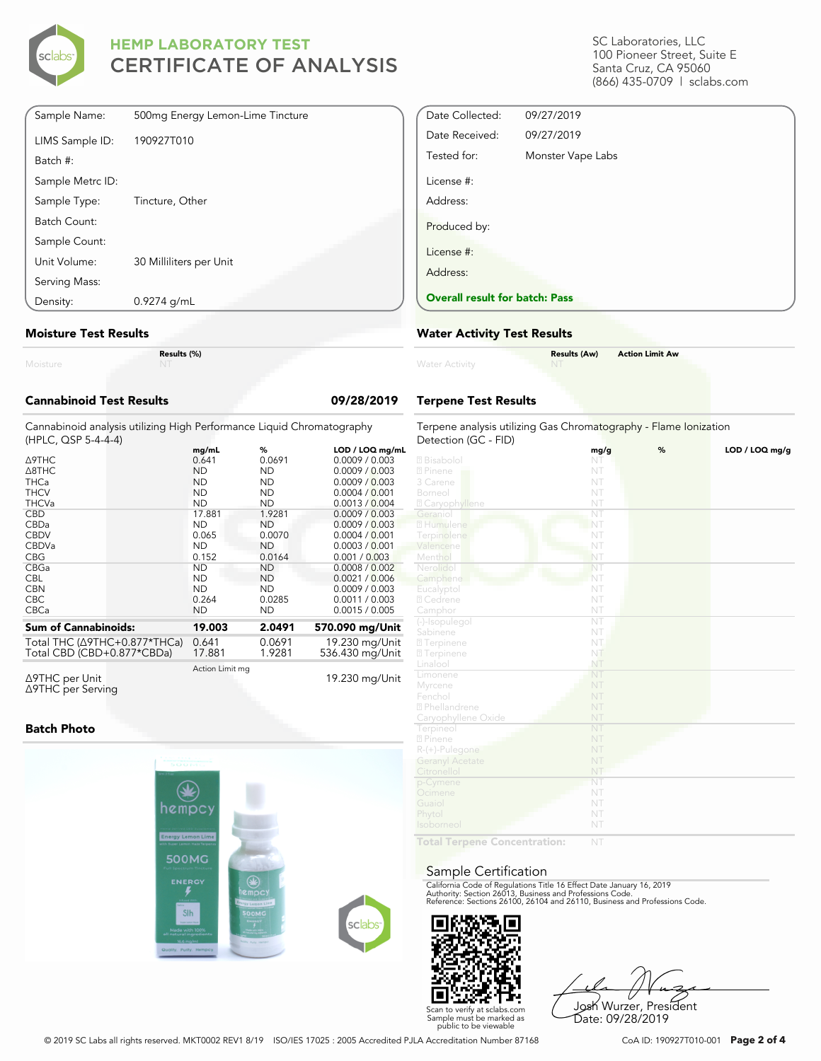# HEMP LABORATORY TEST
# CERTIFICATE OF ANALYSIS

SC Laboratories, LLC
100 Pioneer Street, Suite E
Santa Cruz, CA 95060
(866) 435-0709 | sclabs.com

| | |
|---|---|
| Sample Name: | 500mg Energy Lemon-Lime Tincture |
| LIMS Sample ID: | 190927T010 |
| Batch #: | |
| Sample Metrc ID: | |
| Sample Type: | Tincture, Other |
| Batch Count: | |
| Sample Count: | |
| Unit Volume: | 30 Milliliters per Unit |
| Serving Mass: | |
| Density: | 0.9274 g/mL |

| | |
|---|---|
| Date Collected: | 09/27/2019 |
| Date Received: | 09/27/2019 |
| Tested for: | Monster Vape Labs |
| License #: | |
| Address: | |
| Produced by: | |
| License #: | |
| Address: | |

**Overall result for batch: Pass**

## Moisture Test Results

| | Results (%) |
|---|---|
| Moisture | NT |

## Water Activity Test Results

| | Results (Aw) | Action Limit Aw |
|---|---|---|
| Water Activity | NT | |

## Cannabinoid Test Results 09/28/2019

Cannabinoid analysis utilizing High Performance Liquid Chromatography (HPLC, QSP 5-4-4-4)

| | mg/mL | % | LOD / LOQ mg/mL |
|---|---|---|---|
| Δ9THC | 0.641 | 0.0691 | 0.0009 / 0.003 |
| Δ8THC | ND | ND | 0.0009 / 0.003 |
| THCa | ND | ND | 0.0009 / 0.003 |
| THCV | ND | ND | 0.0004 / 0.001 |
| THCVa | ND | ND | 0.0013 / 0.004 |
| CBD | 17.881 | 1.9281 | 0.0009 / 0.003 |
| CBDa | ND | ND | 0.0009 / 0.003 |
| CBDV | 0.065 | 0.0070 | 0.0004 / 0.001 |
| CBDVa | ND | ND | 0.0003 / 0.001 |
| CBG | 0.152 | 0.0164 | 0.001 / 0.003 |
| CBGa | ND | ND | 0.0008 / 0.002 |
| CBL | ND | ND | 0.0021 / 0.006 |
| CBN | ND | ND | 0.0009 / 0.003 |
| CBC | 0.264 | 0.0285 | 0.0011 / 0.003 |
| CBCa | ND | ND | 0.0015 / 0.005 |
| **Sum of Cannabinoids:** | **19.003** | **2.0491** | **570.090 mg/Unit** |
| Total THC (Δ9THC+0.877*THCa) | 0.641 | 0.0691 | 19.230 mg/Unit |
| Total CBD (CBD+0.877*CBDa) | 17.881 | 1.9281 | 536.430 mg/Unit |

| | Action Limit mg | |
|---|---|---|
| Δ9THC per Unit | | 19.230 mg/Unit |
| Δ9THC per Serving | | |

## Terpene Test Results

Terpene analysis utilizing Gas Chromatography - Flame Ionization Detection (GC - FID)

| | mg/g | % | LOD / LOQ mg/g |
|---|---|---|---|
| Bisabolol | NT | | |
| Pinene | NT | | |
| 3 Carene | NT | | |
| Borneol | NT | | |
| Caryophyllene | NT | | |
| Geraniol | NT | | |
| Humulene | NT | | |
| Terpinolene | NT | | |
| Valencene | NT | | |
| Menthol | NT | | |
| Nerolidol | NT | | |
| Camphene | NT | | |
| Eucalyptol | NT | | |
| Cedrene | NT | | |
| Camphor | NT | | |
| (-)-Isopulegol | NT | | |
| Sabinene | NT | | |
| Terpinene | NT | | |
| Terpinene | NT | | |
| Linalool | NT | | |
| Limonene | NT | | |
| Myrcene | NT | | |
| Fenchol | NT | | |
| Phellandrene | NT | | |
| Caryophyllene Oxide | NT | | |
| Terpineol | NT | | |
| Pinene | NT | | |
| R-(+)-Pulegone | NT | | |
| Geranyl Acetate | NT | | |
| Citronellol | NT | | |
| p-Cymene | NT | | |
| Ocimene | NT | | |
| Guaiol | NT | | |
| Phytol | NT | | |
| Isoborneol | NT | | |
| **Total Terpene Concentration:** | NT | | |

## Batch Photo

## Sample Certification

California Code of Regulations Title 16 Effect Date January 16, 2019
Authority: Section 26013, Business and Professions Code.
Reference: Sections 26100, 26104 and 26110, Business and Professions Code.

Scan to verify at sclabs.com
Sample must be marked as public to be viewable

Josh Wurzer, President
Date: 09/28/2019

© 2019 SC Labs all rights reserved. MKT0002 REV1 8/19 ISO/IES 17025 : 2005 Accredited PJLA Accreditation Number 87168

CoA ID: 190927T010-001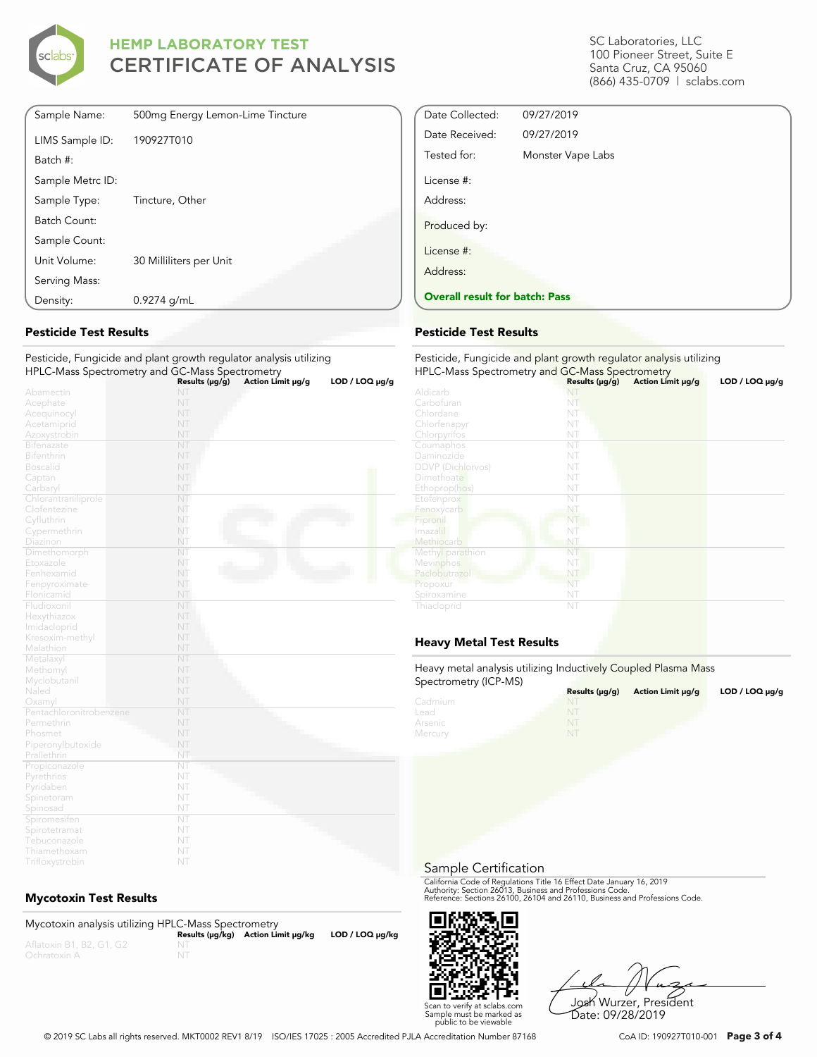# HEMP LABORATORY TEST
# CERTIFICATE OF ANALYSIS

SC Laboratories, LLC
100 Pioneer Street, Suite E
Santa Cruz, CA 95060
(866) 435-0709 | sclabs.com

| | |
|---|---|
| Sample Name: | 500mg Energy Lemon-Lime Tincture |
| LIMS Sample ID: | 190927T010 |
| Batch #: | |
| Sample Metrc ID: | |
| Sample Type: | Tincture, Other |
| Batch Count: | |
| Sample Count: | |
| Unit Volume: | 30 Milliliters per Unit |
| Serving Mass: | |
| Density: | 0.9274 g/mL |

| | |
|---|---|
| Date Collected: | 09/27/2019 |
| Date Received: | 09/27/2019 |
| Tested for: | Monster Vape Labs |
| License #: | |
| Address: | |
| Produced by: | |
| License #: | |
| Address: | |

**Overall result for batch: Pass**

## Pesticide Test Results

Pesticide, Fungicide and plant growth regulator analysis utilizing HPLC-Mass Spectrometry and GC-Mass Spectrometry

| Analyte | Results (μg/g) | Action Limit μg/g | LOD / LOQ μg/g |
|---|---|---|---|
| Abamectin | NT | | |
| Acephate | NT | | |
| Acequinocyl | NT | | |
| Acetamiprid | NT | | |
| Azoxystrobin | NT | | |
| Bifenazate | NT | | |
| Bifenthrin | NT | | |
| Boscalid | NT | | |
| Captan | NT | | |
| Carbaryl | NT | | |
| Chlorantraniliprole | NT | | |
| Clofentezine | NT | | |
| Cyfluthrin | NT | | |
| Cypermethrin | NT | | |
| Diazinon | NT | | |
| Dimethomorph | NT | | |
| Etoxazole | NT | | |
| Fenhexamid | NT | | |
| Fenpyroximate | NT | | |
| Flonicamid | NT | | |
| Fludioxonil | NT | | |
| Hexythiazox | NT | | |
| Imidacloprid | NT | | |
| Kresoxim-methyl | NT | | |
| Malathion | NT | | |
| Metalaxyl | NT | | |
| Methomyl | NT | | |
| Myclobutanil | NT | | |
| Naled | NT | | |
| Oxamyl | NT | | |
| Pentachloronitrobenzene | NT | | |
| Permethrin | NT | | |
| Phosmet | NT | | |
| Piperonylbutoxide | NT | | |
| Prallethrin | NT | | |
| Propiconazole | NT | | |
| Pyrethrins | NT | | |
| Pyridaben | NT | | |
| Spinetoram | NT | | |
| Spinosad | NT | | |
| Spiromesifen | NT | | |
| Spirotetramat | NT | | |
| Tebuconazole | NT | | |
| Thiamethoxam | NT | | |
| Trifloxystrobin | NT | | |

## Pesticide Test Results

Pesticide, Fungicide and plant growth regulator analysis utilizing HPLC-Mass Spectrometry and GC-Mass Spectrometry

| Analyte | Results (μg/g) | Action Limit μg/g | LOD / LOQ μg/g |
|---|---|---|---|
| Aldicarb | NT | | |
| Carbofuran | NT | | |
| Chlordane | NT | | |
| Chlorfenapyr | NT | | |
| Chlorpyrifos | NT | | |
| Coumaphos | NT | | |
| Daminozide | NT | | |
| DDVP (Dichlorvos) | NT | | |
| Dimethoate | NT | | |
| Ethoprop(hos) | NT | | |
| Etofenprox | NT | | |
| Fenoxycarb | NT | | |
| Fipronil | NT | | |
| Imazalil | NT | | |
| Methiocarb | NT | | |
| Methyl parathion | NT | | |
| Mevinphos | NT | | |
| Paclobutrazol | NT | | |
| Propoxur | NT | | |
| Spiroxamine | NT | | |
| Thiacloprid | NT | | |

## Mycotoxin Test Results

Mycotoxin analysis utilizing HPLC-Mass Spectrometry

| Analyte | Results (μg/kg) | Action Limit μg/kg | LOD / LOQ μg/kg |
|---|---|---|---|
| Aflatoxin B1, B2, G1, G2 | NT | | |
| Ochratoxin A | NT | | |

## Heavy Metal Test Results

Heavy metal analysis utilizing Inductively Coupled Plasma Mass Spectrometry (ICP-MS)

| Analyte | Results (μg/g) | Action Limit μg/g | LOD / LOQ μg/g |
|---|---|---|---|
| Cadmium | NT | | |
| Lead | NT | | |
| Arsenic | NT | | |
| Mercury | NT | | |

## Sample Certification

California Code of Regulations Title 16 Effect Date January 16, 2019
Authority: Section 26013, Business and Professions Code.
Reference: Sections 26100, 26104 and 26110, Business and Professions Code.

Scan to verify at sclabs.com
Sample must be marked as public to be viewable

Josh Wurzer, President
Date: 09/28/2019

© 2019 SC Labs all rights reserved. MKT0002 REV1 8/19 ISO/IES 17025 : 2005 Accredited PJLA Accreditation Number 87168

CoA ID: 190927T010-001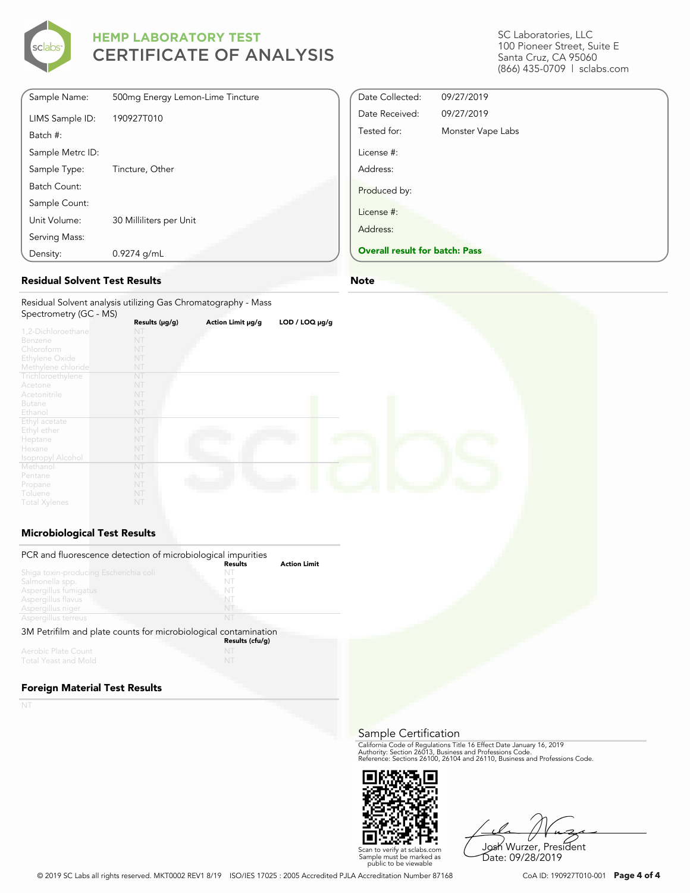# HEMP LABORATORY TEST
# CERTIFICATE OF ANALYSIS

SC Laboratories, LLC
100 Pioneer Street, Suite E
Santa Cruz, CA 95060
(866) 435-0709 | sclabs.com

| | |
|---|---|
| Sample Name: | 500mg Energy Lemon-Lime Tincture |
| LIMS Sample ID: | 190927T010 |
| Batch #: | |
| Sample Metrc ID: | |
| Sample Type: | Tincture, Other |
| Batch Count: | |
| Sample Count: | |
| Unit Volume: | 30 Milliliters per Unit |
| Serving Mass: | |
| Density: | 0.9274 g/mL |

| | |
|---|---|
| Date Collected: | 09/27/2019 |
| Date Received: | 09/27/2019 |
| Tested for: | Monster Vape Labs |
| License #: | |
| Address: | |
| Produced by: | |
| License #: | |
| Address: | |

**Overall result for batch: Pass**

## Residual Solvent Test Results

Residual Solvent analysis utilizing Gas Chromatography - Mass Spectrometry (GC - MS)

| | Results (µg/g) | Action Limit µg/g | LOD / LOQ µg/g |
|---|---|---|---|
| 1,2-Dichloroethane | NT | | |
| Benzene | NT | | |
| Chloroform | NT | | |
| Ethylene Oxide | NT | | |
| Methylene chloride | NT | | |
| Trichloroethylene | NT | | |
| Acetone | NT | | |
| Acetonitrile | NT | | |
| Butane | NT | | |
| Ethanol | NT | | |
| Ethyl acetate | NT | | |
| Ethyl ether | NT | | |
| Heptane | NT | | |
| Hexane | NT | | |
| Isopropyl Alcohol | NT | | |
| Methanol | NT | | |
| Pentane | NT | | |
| Propane | NT | | |
| Toluene | NT | | |
| Total Xylenes | NT | | |

## Note

## Microbiological Test Results

PCR and fluorescence detection of microbiological impurities

| | Results | Action Limit |
|---|---|---|
| Shiga toxin-producing Escherichia coli | NT | |
| Salmonella spp. | NT | |
| Aspergillus fumigatus | NT | |
| Aspergillus flavus | NT | |
| Aspergillus niger | NT | |
| Aspergillus terreus | NT | |

3M Petrifilm and plate counts for microbiological contamination

| | Results (cfu/g) |
|---|---|
| Aerobic Plate Count | NT |
| Total Yeast and Mold | NT |

## Foreign Material Test Results

NT

## Sample Certification

California Code of Regulations Title 16 Effect Date January 16, 2019
Authority: Section 26013, Business and Professions Code.
Reference: Sections 26100, 26104 and 26110, Business and Professions Code.

Scan to verify at sclabs.com
Sample must be marked as public to be viewable

Josh Wurzer, President
Date: 09/28/2019

© 2019 SC Labs all rights reserved. MKT0002 REV1 8/19 ISO/IES 17025 : 2005 Accredited PJLA Accreditation Number 87168

CoA ID: 190927T010-001